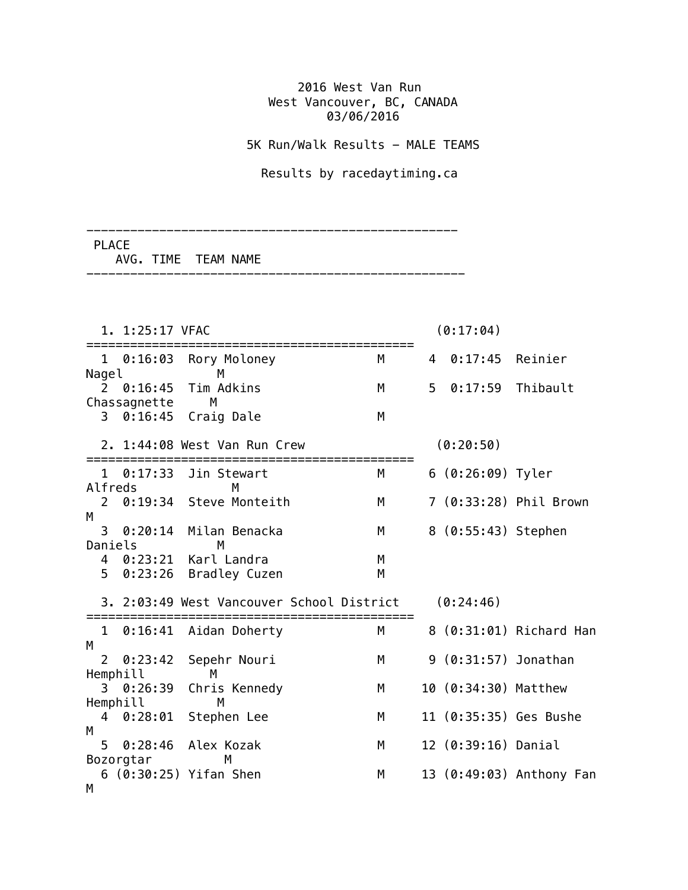2016 West Van Run
West Vancouver, BC, CANADA
03/06/2016

5K Run/Walk Results — MALE TEAMS

Results by racedaytiming.ca

---

PLACE
AVG. TIME TEAM NAME

---

**1. 1:25:17 VFAC (0:17:04)**

| # | Time | Name | Sex | # | Time | Name | Sex |
|---|---|---|---|---|---|---|---|
| 1 | 0:16:03 | Rory Moloney | M | 4 | 0:17:45 | Reinier Nagel | M |
| 2 | 0:16:45 | Tim Adkins | M | 5 | 0:17:59 | Thibault Chassagnette | M |
| 3 | 0:16:45 | Craig Dale | M | | | | |

**2. 1:44:08 West Van Run Crew (0:20:50)**

| # | Time | Name | Sex | # | Time | Name | Sex |
|---|---|---|---|---|---|---|---|
| 1 | 0:17:33 | Jin Stewart | M | 6 | (0:26:09) | Tyler Alfreds | M |
| 2 | 0:19:34 | Steve Monteith | M | 7 | (0:33:28) | Phil Brown | M |
| 3 | 0:20:14 | Milan Benacka | M | 8 | (0:55:43) | Stephen Daniels | M |
| 4 | 0:23:21 | Karl Landra | M | | | | |
| 5 | 0:23:26 | Bradley Cuzen | M | | | | |

**3. 2:03:49 West Vancouver School District (0:24:46)**

| # | Time | Name | Sex | # | Time | Name | Sex |
|---|---|---|---|---|---|---|---|
| 1 | 0:16:41 | Aidan Doherty | M | 8 | (0:31:01) | Richard Han | M |
| 2 | 0:23:42 | Sepehr Nouri | M | 9 | (0:31:57) | Jonathan Hemphill | M |
| 3 | 0:26:39 | Chris Kennedy | M | 10 | (0:34:30) | Matthew Hemphill | M |
| 4 | 0:28:01 | Stephen Lee | M | 11 | (0:35:35) | Ges Bushe | M |
| 5 | 0:28:46 | Alex Kozak | M | 12 | (0:39:16) | Danial Bozorgtar | M |
| 6 | (0:30:25) | Yifan Shen | M | 13 | (0:49:03) | Anthony Fan | M |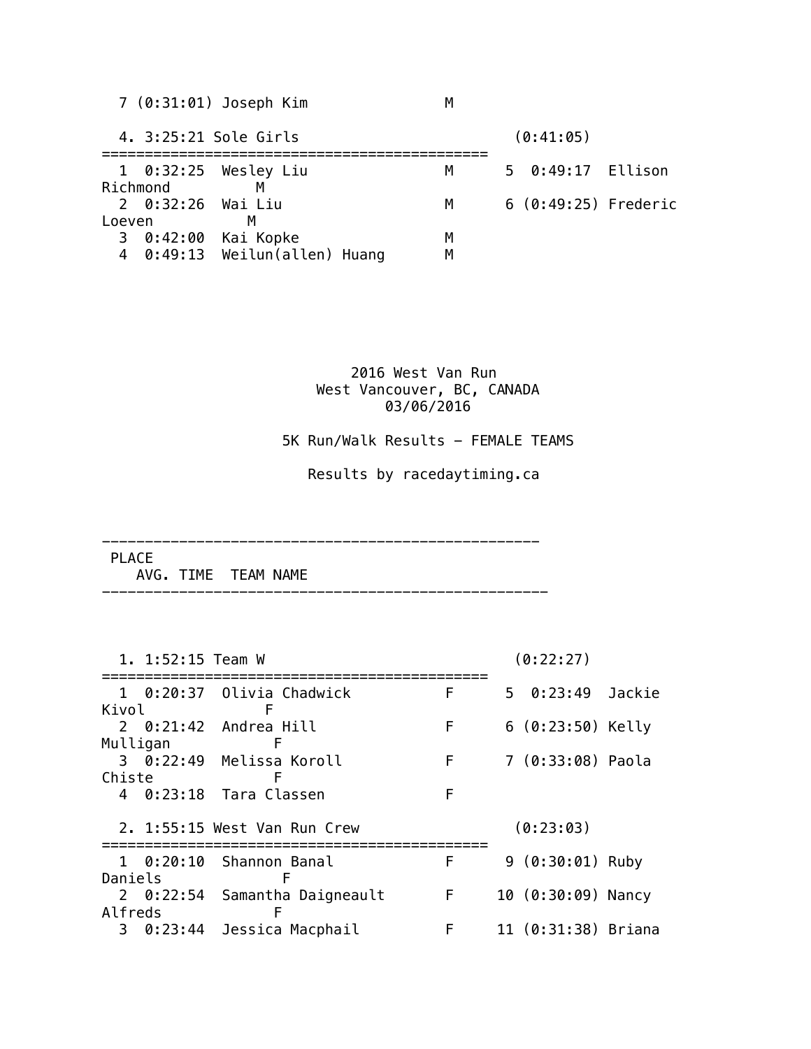7 (0:31:01) Joseph Kim M

4. 3:25:21 Sole Girls (0:41:05)

| # | Time | Name | Sex | # | Time | Name | Sex |
|---|---|---|---|---|---|---|---|
| 1 | 0:32:25 | Wesley Liu | M | 5 | 0:49:17 | Ellison Richmond | M |
| 2 | 0:32:26 | Wai Liu | M | 6 | (0:49:25) | Frederic Loeven | M |
| 3 | 0:42:00 | Kai Kopke | M | | | | |
| 4 | 0:49:13 | Weilun(allen) Huang | M | | | | |

# 2016 West Van Run

West Vancouver, BC, CANADA

03/06/2016

## 5K Run/Walk Results - FEMALE TEAMS

Results by racedaytiming.ca

PLACE / AVG. TIME / TEAM NAME

1. 1:52:15 Team W (0:22:27)

| # | Time | Name | Sex | # | Time | Name | Sex |
|---|---|---|---|---|---|---|---|
| 1 | 0:20:37 | Olivia Chadwick | F | 5 | 0:23:49 | Jackie Kivol | F |
| 2 | 0:21:42 | Andrea Hill | F | 6 | (0:23:50) | Kelly Mulligan | F |
| 3 | 0:22:49 | Melissa Koroll | F | 7 | (0:33:08) | Paola Chiste | F |
| 4 | 0:23:18 | Tara Classen | F | | | | |

2. 1:55:15 West Van Run Crew (0:23:03)

| # | Time | Name | Sex | # | Time | Name | Sex |
|---|---|---|---|---|---|---|---|
| 1 | 0:20:10 | Shannon Banal | F | 9 | (0:30:01) | Ruby Daniels | F |
| 2 | 0:22:54 | Samantha Daigneault | F | 10 | (0:30:09) | Nancy Alfreds | F |
| 3 | 0:23:44 | Jessica Macphail | F | 11 | (0:31:38) | Briana | |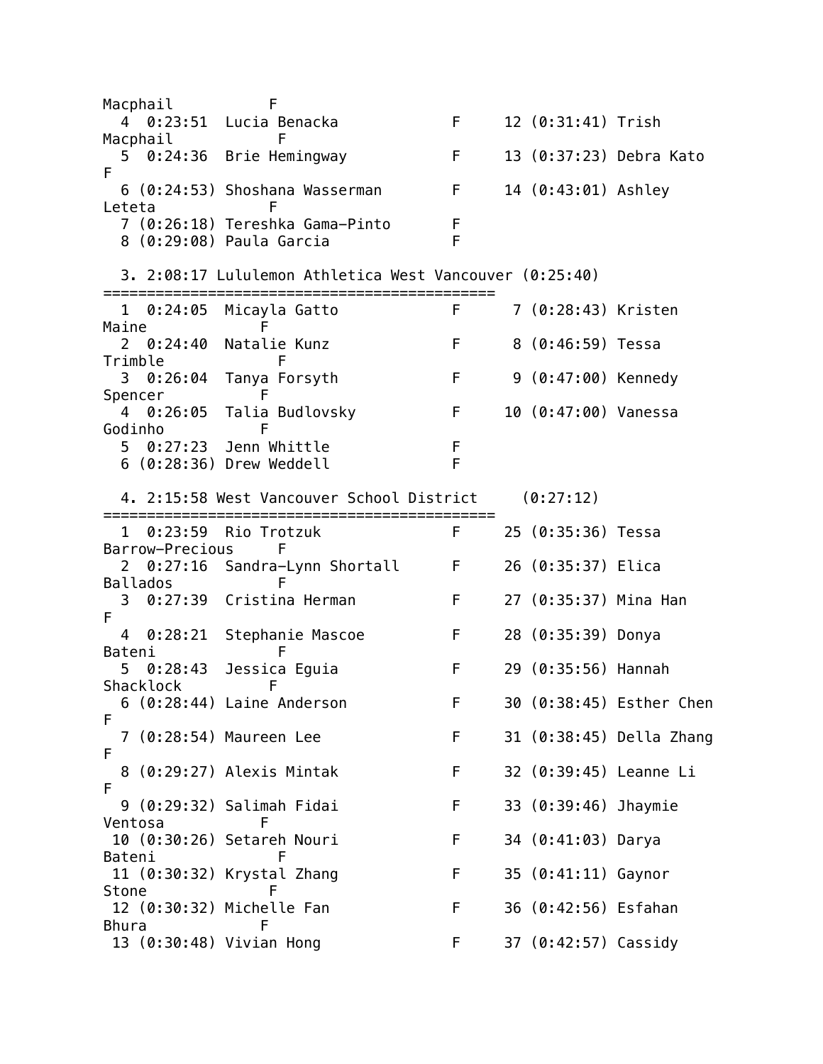```
Macphail           F
  4  0:23:51  Lucia Benacka            F     12 (0:31:41) Trish
Macphail           F
  5  0:24:36  Brie Hemingway           F     13 (0:37:23) Debra Kato
F
  6 (0:24:53) Shoshana Wasserman       F     14 (0:43:01) Ashley
Leteta             F
  7 (0:26:18) Tereshka Gama-Pinto      F
  8 (0:29:08) Paula Garcia             F

  3. 2:08:17 Lululemon Athletica West Vancouver (0:25:40)
=============================================
  1  0:24:05  Micayla Gatto            F      7 (0:28:43) Kristen
Maine              F
  2  0:24:40  Natalie Kunz             F      8 (0:46:59) Tessa
Trimble            F
  3  0:26:04  Tanya Forsyth            F      9 (0:47:00) Kennedy
Spencer            F
  4  0:26:05  Talia Budlovsky          F     10 (0:47:00) Vanessa
Godinho            F
  5  0:27:23  Jenn Whittle             F
  6 (0:28:36) Drew Weddell             F

  4. 2:15:58 West Vancouver School District     (0:27:12)
=============================================
  1  0:23:59  Rio Trotzuk              F     25 (0:35:36) Tessa
Barrow-Precious    F
  2  0:27:16  Sandra-Lynn Shortall     F     26 (0:35:37) Elica
Ballados           F
  3  0:27:39  Cristina Herman          F     27 (0:35:37) Mina Han
F
  4  0:28:21  Stephanie Mascoe         F     28 (0:35:39) Donya
Bateni             F
  5  0:28:43  Jessica Eguia            F     29 (0:35:56) Hannah
Shacklock          F
  6 (0:28:44) Laine Anderson           F     30 (0:38:45) Esther Chen
F
  7 (0:28:54) Maureen Lee              F     31 (0:38:45) Della Zhang
F
  8 (0:29:27) Alexis Mintak            F     32 (0:39:45) Leanne Li
F
  9 (0:29:32) Salimah Fidai            F     33 (0:39:46) Jhaymie
Ventosa            F
 10 (0:30:26) Setareh Nouri            F     34 (0:41:03) Darya
Bateni             F
 11 (0:30:32) Krystal Zhang            F     35 (0:41:11) Gaynor
Stone              F
 12 (0:30:32) Michelle Fan             F     36 (0:42:56) Esfahan
Bhura              F
 13 (0:30:48) Vivian Hong              F     37 (0:42:57) Cassidy
```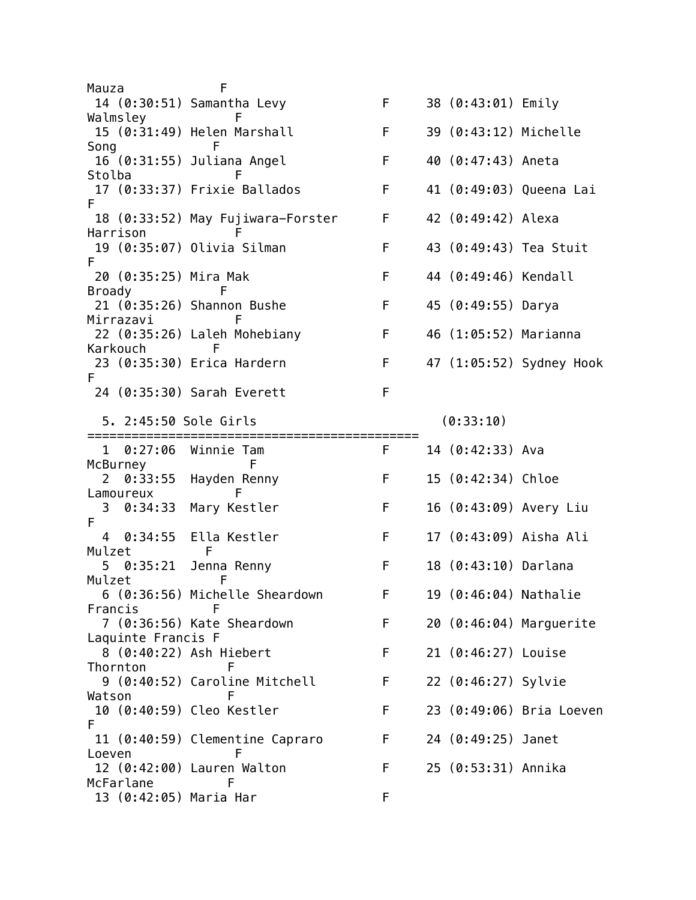Mauza F

14 (0:30:51) Samantha Levy F 38 (0:43:01) Emily Walmsley F
15 (0:31:49) Helen Marshall F 39 (0:43:12) Michelle Song F
16 (0:31:55) Juliana Angel F 40 (0:47:43) Aneta Stolba F
17 (0:33:37) Frixie Ballados F 41 (0:49:03) Queena Lai F
18 (0:33:52) May Fujiwara-Forster F 42 (0:49:42) Alexa Harrison F
19 (0:35:07) Olivia Silman F 43 (0:49:43) Tea Stuit F
20 (0:35:25) Mira Mak F 44 (0:49:46) Kendall Broady F
21 (0:35:26) Shannon Bushe F 45 (0:49:55) Darya Mirrazavi F
22 (0:35:26) Laleh Mohebiany F 46 (1:05:52) Marianna Karkouch F
23 (0:35:30) Erica Hardern F 47 (1:05:52) Sydney Hook F
24 (0:35:30) Sarah Everett F

5. 2:45:50 Sole Girls (0:33:10)

=============================================

1 0:27:06 Winnie Tam F 14 (0:42:33) Ava McBurney F
2 0:33:55 Hayden Renny F 15 (0:42:34) Chloe Lamoureux F
3 0:34:33 Mary Kestler F 16 (0:43:09) Avery Liu F
4 0:34:55 Ella Kestler F 17 (0:43:09) Aisha Ali Mulzet F
5 0:35:21 Jenna Renny F 18 (0:43:10) Darlana Mulzet F
6 (0:36:56) Michelle Sheardown F 19 (0:46:04) Nathalie Francis F
7 (0:36:56) Kate Sheardown F 20 (0:46:04) Marguerite Laquinte Francis F
8 (0:40:22) Ash Hiebert F 21 (0:46:27) Louise Thornton F
9 (0:40:52) Caroline Mitchell F 22 (0:46:27) Sylvie Watson F
10 (0:40:59) Cleo Kestler F 23 (0:49:06) Bria Loeven F
11 (0:40:59) Clementine Capraro F 24 (0:49:25) Janet Loeven F
12 (0:42:00) Lauren Walton F 25 (0:53:31) Annika McFarlane F
13 (0:42:05) Maria Har F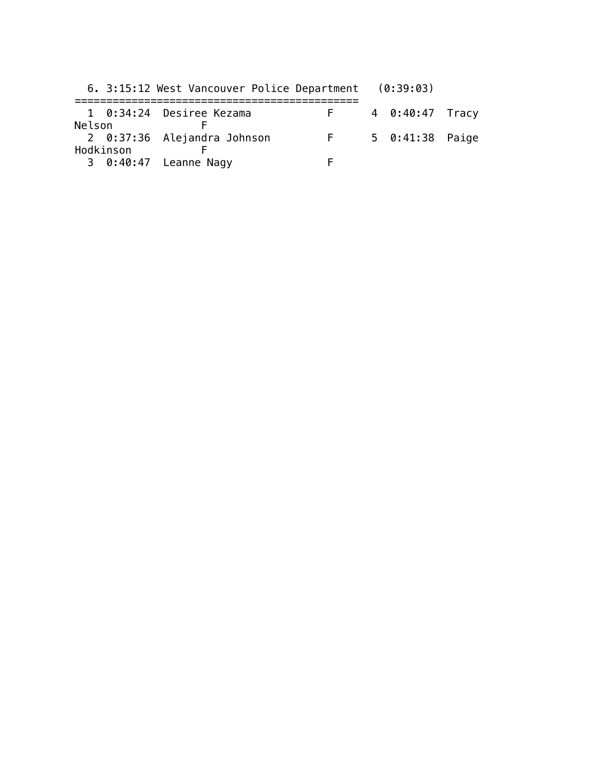6. 3:15:12 West Vancouver Police Department (0:39:03)

| | | | | | | | |
|---|---|---|---|---|---|---|---|
| 1 | 0:34:24 | Desiree Kezama | F | 4 | 0:40:47 | Tracy Nelson | F |
| 2 | 0:37:36 | Alejandra Johnson | F | 5 | 0:41:38 | Paige Hodkinson | F |
| 3 | 0:40:47 | Leanne Nagy | F | | | | |